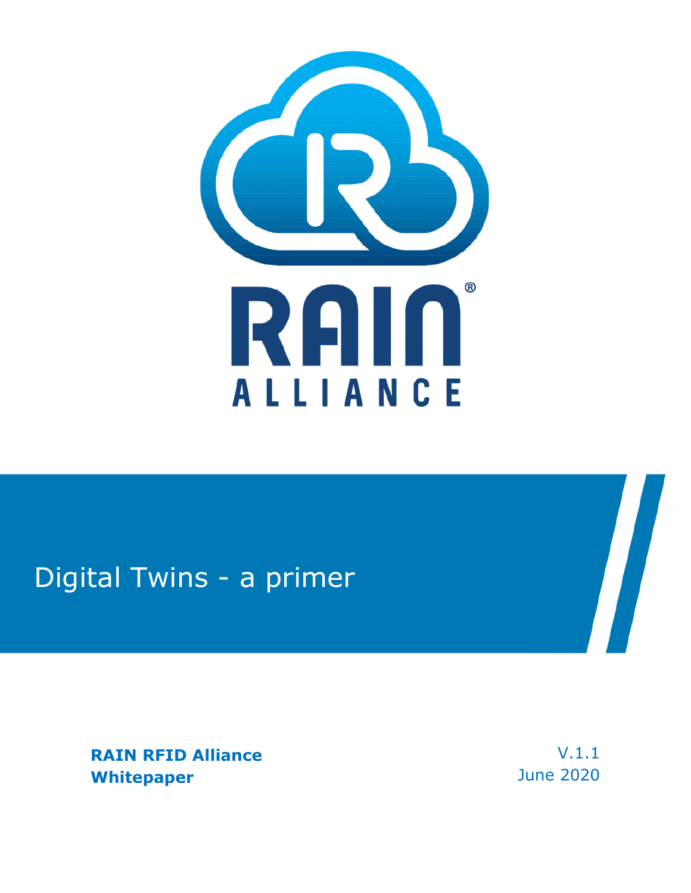RAIN ALLIANCE

# Digital Twins - a primer

**RAIN RFID Alliance**
**Whitepaper**

V.1.1
June 2020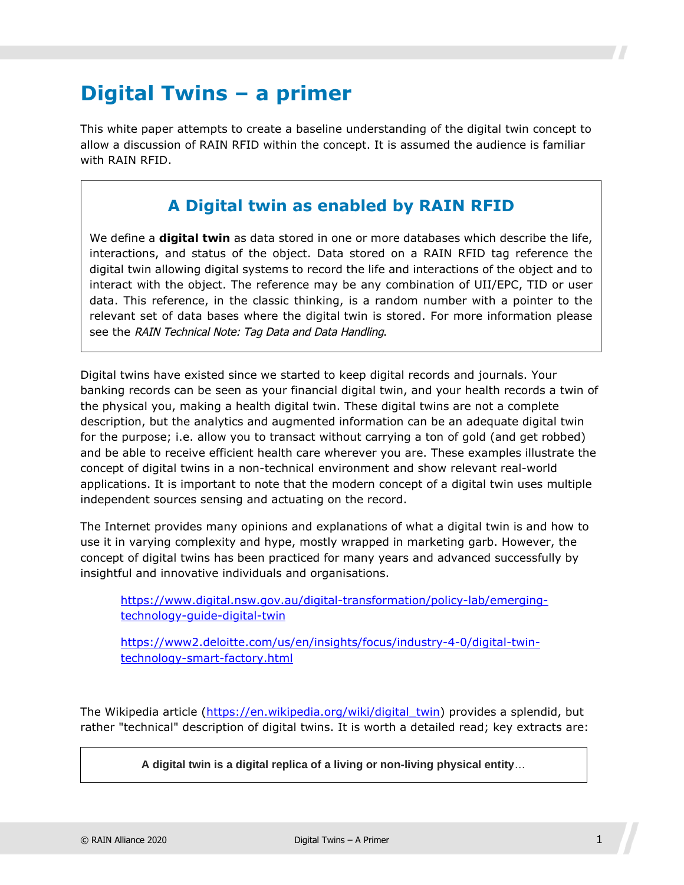# Digital Twins – a primer

This white paper attempts to create a baseline understanding of the digital twin concept to allow a discussion of RAIN RFID within the concept. It is assumed the audience is familiar with RAIN RFID.

## A Digital twin as enabled by RAIN RFID

We define a **digital twin** as data stored in one or more databases which describe the life, interactions, and status of the object. Data stored on a RAIN RFID tag reference the digital twin allowing digital systems to record the life and interactions of the object and to interact with the object. The reference may be any combination of UII/EPC, TID or user data. This reference, in the classic thinking, is a random number with a pointer to the relevant set of data bases where the digital twin is stored. For more information please see the *RAIN Technical Note: Tag Data and Data Handling*.

Digital twins have existed since we started to keep digital records and journals. Your banking records can be seen as your financial digital twin, and your health records a twin of the physical you, making a health digital twin. These digital twins are not a complete description, but the analytics and augmented information can be an adequate digital twin for the purpose; i.e. allow you to transact without carrying a ton of gold (and get robbed) and be able to receive efficient health care wherever you are. These examples illustrate the concept of digital twins in a non-technical environment and show relevant real-world applications. It is important to note that the modern concept of a digital twin uses multiple independent sources sensing and actuating on the record.

The Internet provides many opinions and explanations of what a digital twin is and how to use it in varying complexity and hype, mostly wrapped in marketing garb. However, the concept of digital twins has been practiced for many years and advanced successfully by insightful and innovative individuals and organisations.

> https://www.digital.nsw.gov.au/digital-transformation/policy-lab/emerging-technology-guide-digital-twin
>
> https://www2.deloitte.com/us/en/insights/focus/industry-4-0/digital-twin-technology-smart-factory.html

The Wikipedia article (https://en.wikipedia.org/wiki/digital_twin) provides a splendid, but rather "technical" description of digital twins. It is worth a detailed read; key extracts are:

> **A digital twin is a digital replica of a living or non-living physical entity**…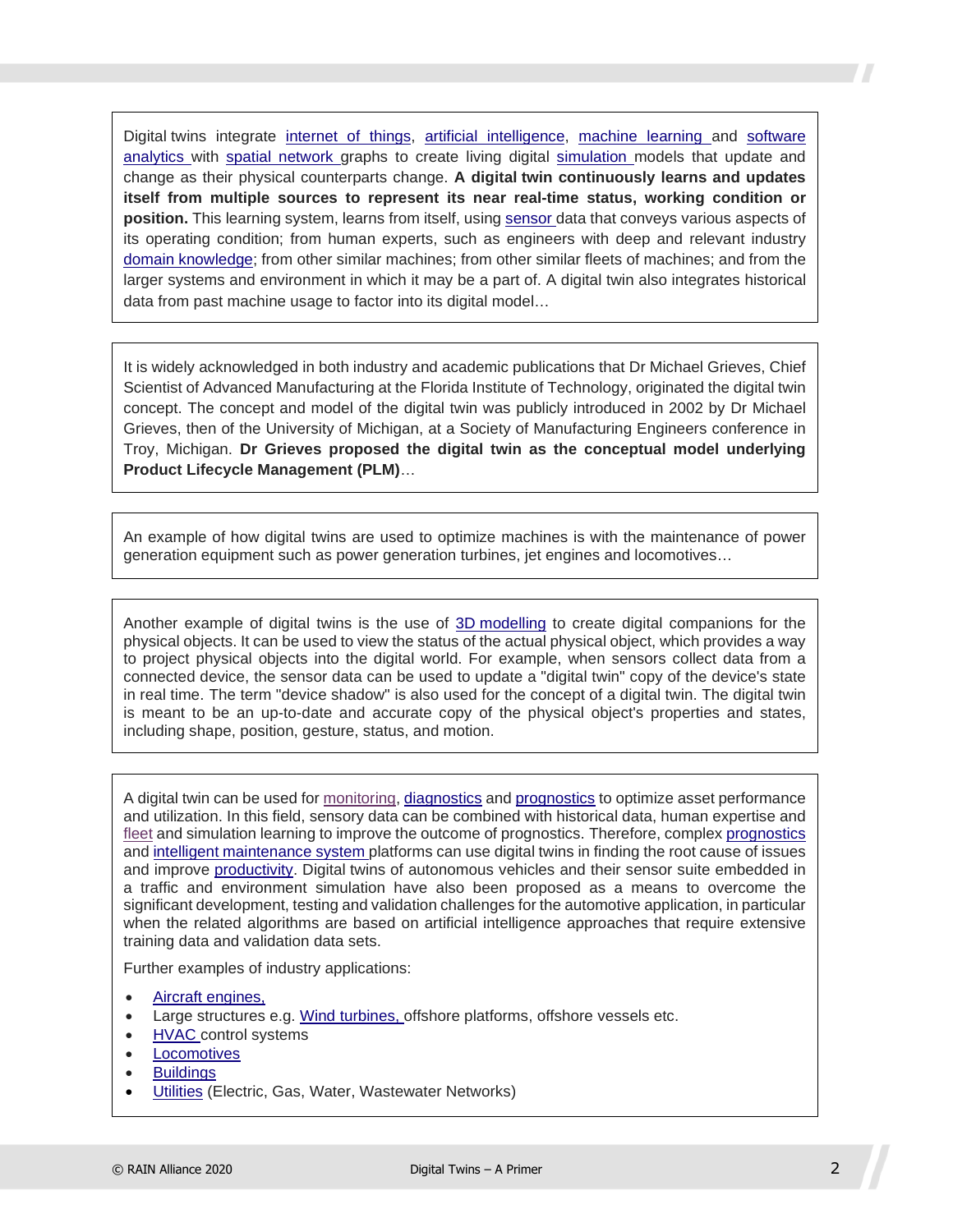Digital twins integrate internet of things, artificial intelligence, machine learning and software analytics with spatial network graphs to create living digital simulation models that update and change as their physical counterparts change. **A digital twin continuously learns and updates itself from multiple sources to represent its near real-time status, working condition or position.** This learning system, learns from itself, using sensor data that conveys various aspects of its operating condition; from human experts, such as engineers with deep and relevant industry domain knowledge; from other similar machines; from other similar fleets of machines; and from the larger systems and environment in which it may be a part of. A digital twin also integrates historical data from past machine usage to factor into its digital model…

It is widely acknowledged in both industry and academic publications that Dr Michael Grieves, Chief Scientist of Advanced Manufacturing at the Florida Institute of Technology, originated the digital twin concept. The concept and model of the digital twin was publicly introduced in 2002 by Dr Michael Grieves, then of the University of Michigan, at a Society of Manufacturing Engineers conference in Troy, Michigan. **Dr Grieves proposed the digital twin as the conceptual model underlying Product Lifecycle Management (PLM)**…

An example of how digital twins are used to optimize machines is with the maintenance of power generation equipment such as power generation turbines, jet engines and locomotives…

Another example of digital twins is the use of 3D modelling to create digital companions for the physical objects. It can be used to view the status of the actual physical object, which provides a way to project physical objects into the digital world. For example, when sensors collect data from a connected device, the sensor data can be used to update a "digital twin" copy of the device's state in real time. The term "device shadow" is also used for the concept of a digital twin. The digital twin is meant to be an up-to-date and accurate copy of the physical object's properties and states, including shape, position, gesture, status, and motion.

A digital twin can be used for monitoring, diagnostics and prognostics to optimize asset performance and utilization. In this field, sensory data can be combined with historical data, human expertise and fleet and simulation learning to improve the outcome of prognostics. Therefore, complex prognostics and intelligent maintenance system platforms can use digital twins in finding the root cause of issues and improve productivity. Digital twins of autonomous vehicles and their sensor suite embedded in a traffic and environment simulation have also been proposed as a means to overcome the significant development, testing and validation challenges for the automotive application, in particular when the related algorithms are based on artificial intelligence approaches that require extensive training data and validation data sets.

Further examples of industry applications:

- Aircraft engines,
- Large structures e.g. Wind turbines, offshore platforms, offshore vessels etc.
- HVAC control systems
- Locomotives
- Buildings
- Utilities (Electric, Gas, Water, Wastewater Networks)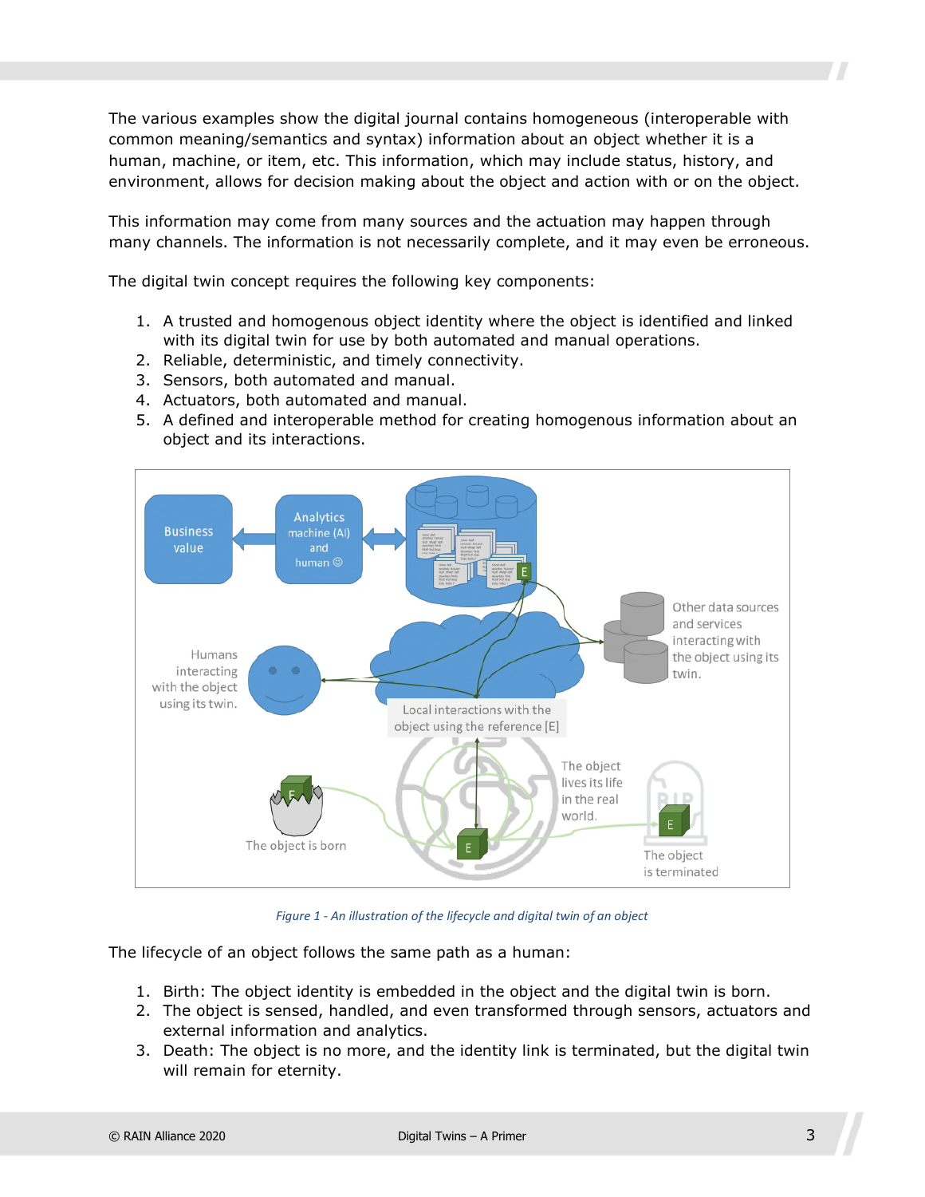The various examples show the digital journal contains homogeneous (interoperable with common meaning/semantics and syntax) information about an object whether it is a human, machine, or item, etc. This information, which may include status, history, and environment, allows for decision making about the object and action with or on the object.

This information may come from many sources and the actuation may happen through many channels. The information is not necessarily complete, and it may even be erroneous.

The digital twin concept requires the following key components:

1. A trusted and homogenous object identity where the object is identified and linked with its digital twin for use by both automated and manual operations.
2. Reliable, deterministic, and timely connectivity.
3. Sensors, both automated and manual.
4. Actuators, both automated and manual.
5. A defined and interoperable method for creating homogenous information about an object and its interactions.

*Figure 1 - An illustration of the lifecycle and digital twin of an object*

The lifecycle of an object follows the same path as a human:

1. Birth: The object identity is embedded in the object and the digital twin is born.
2. The object is sensed, handled, and even transformed through sensors, actuators and external information and analytics.
3. Death: The object is no more, and the identity link is terminated, but the digital twin will remain for eternity.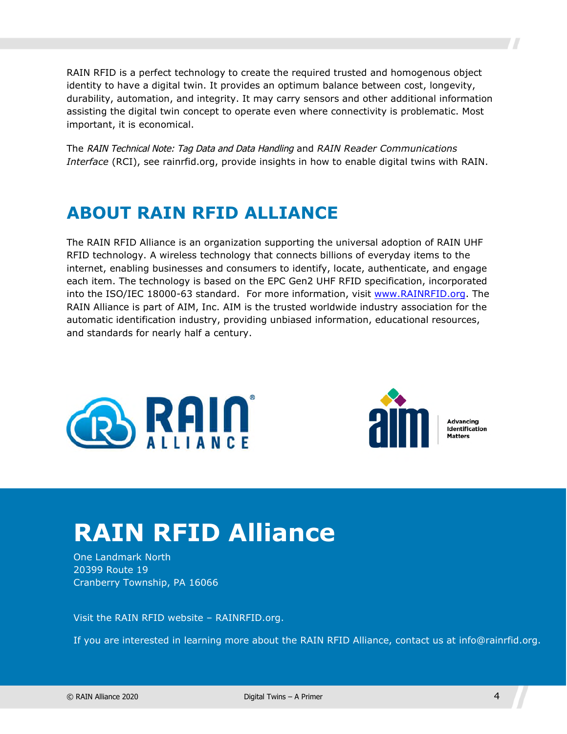RAIN RFID is a perfect technology to create the required trusted and homogenous object identity to have a digital twin. It provides an optimum balance between cost, longevity, durability, automation, and integrity. It may carry sensors and other additional information assisting the digital twin concept to operate even where connectivity is problematic. Most important, it is economical.

The *RAIN Technical Note: Tag Data and Data Handling* and *RAIN Reader Communications Interface* (RCI), see rainrfid.org, provide insights in how to enable digital twins with RAIN.

## ABOUT RAIN RFID ALLIANCE

The RAIN RFID Alliance is an organization supporting the universal adoption of RAIN UHF RFID technology. A wireless technology that connects billions of everyday items to the internet, enabling businesses and consumers to identify, locate, authenticate, and engage each item. The technology is based on the EPC Gen2 UHF RFID specification, incorporated into the ISO/IEC 18000-63 standard. For more information, visit [www.RAINRFID.org](http://www.RAINRFID.org). The RAIN Alliance is part of AIM, Inc. AIM is the trusted worldwide industry association for the automatic identification industry, providing unbiased information, educational resources, and standards for nearly half a century.

RAIN ALLIANCE

aim Advancing Identification Matters

# RAIN RFID Alliance

One Landmark North
20399 Route 19
Cranberry Township, PA 16066

Visit the RAIN RFID website – RAINRFID.org.

If you are interested in learning more about the RAIN RFID Alliance, contact us at info@rainrfid.org.